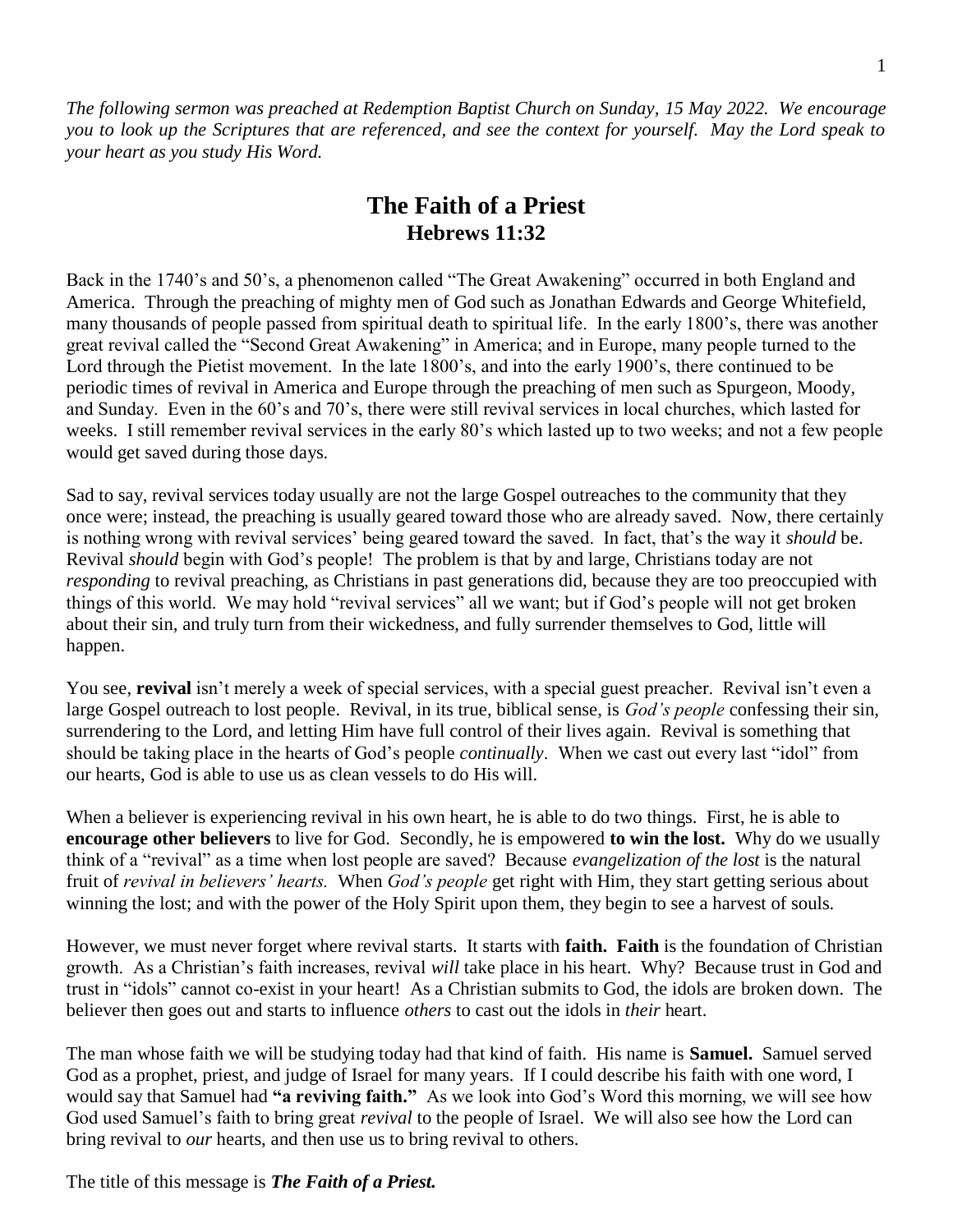*The following sermon was preached at Redemption Baptist Church on Sunday, 15 May 2022. We encourage you to look up the Scriptures that are referenced, and see the context for yourself. May the Lord speak to your heart as you study His Word.*

# The Faith of a Priest
## Hebrews 11:32

Back in the 1740's and 50's, a phenomenon called "The Great Awakening" occurred in both England and America. Through the preaching of mighty men of God such as Jonathan Edwards and George Whitefield, many thousands of people passed from spiritual death to spiritual life. In the early 1800's, there was another great revival called the "Second Great Awakening" in America; and in Europe, many people turned to the Lord through the Pietist movement. In the late 1800's, and into the early 1900's, there continued to be periodic times of revival in America and Europe through the preaching of men such as Spurgeon, Moody, and Sunday. Even in the 60's and 70's, there were still revival services in local churches, which lasted for weeks. I still remember revival services in the early 80's which lasted up to two weeks; and not a few people would get saved during those days.

Sad to say, revival services today usually are not the large Gospel outreaches to the community that they once were; instead, the preaching is usually geared toward those who are already saved. Now, there certainly is nothing wrong with revival services' being geared toward the saved. In fact, that's the way it *should* be. Revival *should* begin with God's people! The problem is that by and large, Christians today are not *responding* to revival preaching, as Christians in past generations did, because they are too preoccupied with things of this world. We may hold "revival services" all we want; but if God's people will not get broken about their sin, and truly turn from their wickedness, and fully surrender themselves to God, little will happen.

You see, **revival** isn't merely a week of special services, with a special guest preacher. Revival isn't even a large Gospel outreach to lost people. Revival, in its true, biblical sense, is *God's people* confessing their sin, surrendering to the Lord, and letting Him have full control of their lives again. Revival is something that should be taking place in the hearts of God's people *continually*. When we cast out every last "idol" from our hearts, God is able to use us as clean vessels to do His will.

When a believer is experiencing revival in his own heart, he is able to do two things. First, he is able to **encourage other believers** to live for God. Secondly, he is empowered **to win the lost.** Why do we usually think of a "revival" as a time when lost people are saved? Because *evangelization of the lost* is the natural fruit of *revival in believers' hearts.* When *God's people* get right with Him, they start getting serious about winning the lost; and with the power of the Holy Spirit upon them, they begin to see a harvest of souls.

However, we must never forget where revival starts. It starts with **faith. Faith** is the foundation of Christian growth. As a Christian's faith increases, revival *will* take place in his heart. Why? Because trust in God and trust in "idols" cannot co-exist in your heart! As a Christian submits to God, the idols are broken down. The believer then goes out and starts to influence *others* to cast out the idols in *their* heart.

The man whose faith we will be studying today had that kind of faith. His name is **Samuel.** Samuel served God as a prophet, priest, and judge of Israel for many years. If I could describe his faith with one word, I would say that Samuel had **"a reviving faith."** As we look into God's Word this morning, we will see how God used Samuel's faith to bring great *revival* to the people of Israel. We will also see how the Lord can bring revival to *our* hearts, and then use us to bring revival to others.

The title of this message is ***The Faith of a Priest.***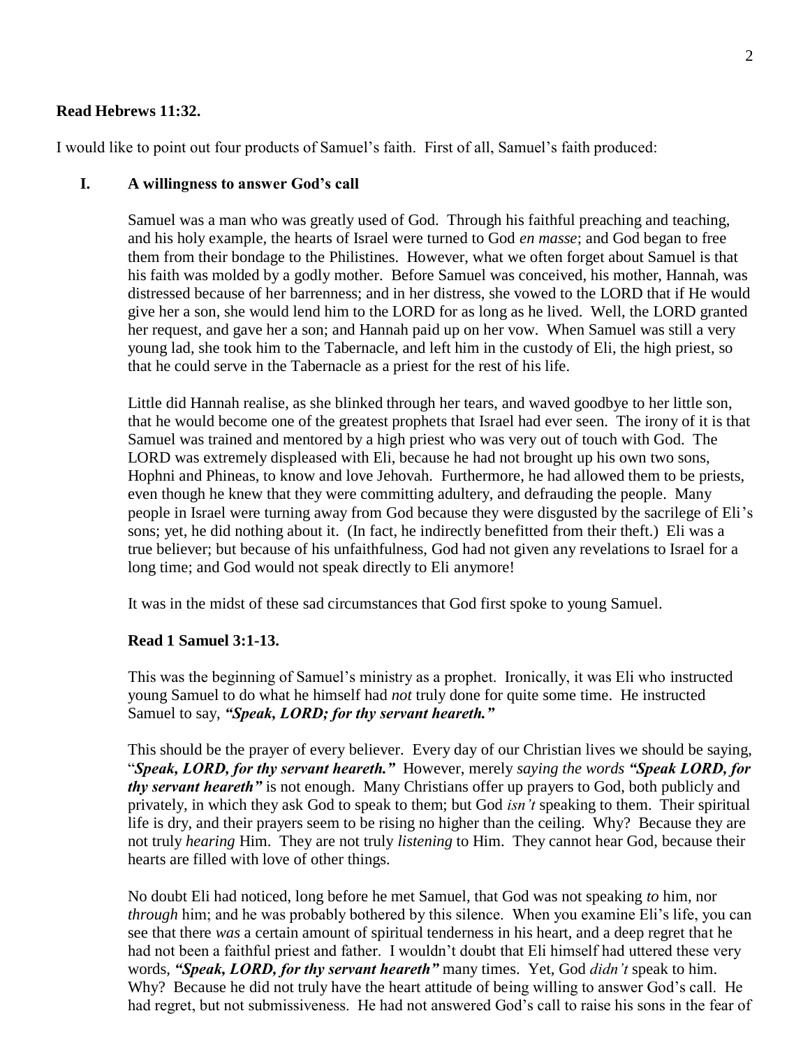**Read Hebrews 11:32.**

I would like to point out four products of Samuel's faith. First of all, Samuel's faith produced:

## I. A willingness to answer God's call

Samuel was a man who was greatly used of God. Through his faithful preaching and teaching, and his holy example, the hearts of Israel were turned to God *en masse*; and God began to free them from their bondage to the Philistines. However, what we often forget about Samuel is that his faith was molded by a godly mother. Before Samuel was conceived, his mother, Hannah, was distressed because of her barrenness; and in her distress, she vowed to the LORD that if He would give her a son, she would lend him to the LORD for as long as he lived. Well, the LORD granted her request, and gave her a son; and Hannah paid up on her vow. When Samuel was still a very young lad, she took him to the Tabernacle, and left him in the custody of Eli, the high priest, so that he could serve in the Tabernacle as a priest for the rest of his life.

Little did Hannah realise, as she blinked through her tears, and waved goodbye to her little son, that he would become one of the greatest prophets that Israel had ever seen. The irony of it is that Samuel was trained and mentored by a high priest who was very out of touch with God. The LORD was extremely displeased with Eli, because he had not brought up his own two sons, Hophni and Phineas, to know and love Jehovah. Furthermore, he had allowed them to be priests, even though he knew that they were committing adultery, and defrauding the people. Many people in Israel were turning away from God because they were disgusted by the sacrilege of Eli's sons; yet, he did nothing about it. (In fact, he indirectly benefitted from their theft.) Eli was a true believer; but because of his unfaithfulness, God had not given any revelations to Israel for a long time; and God would not speak directly to Eli anymore!

It was in the midst of these sad circumstances that God first spoke to young Samuel.

**Read 1 Samuel 3:1-13.**

This was the beginning of Samuel's ministry as a prophet. Ironically, it was Eli who instructed young Samuel to do what he himself had *not* truly done for quite some time. He instructed Samuel to say, ***"Speak, LORD; for thy servant heareth."***

This should be the prayer of every believer. Every day of our Christian lives we should be saying, "***Speak, LORD, for thy servant heareth."*** However, merely *saying the words* ***"Speak LORD, for thy servant heareth"*** is not enough. Many Christians offer up prayers to God, both publicly and privately, in which they ask God to speak to them; but God *isn't* speaking to them. Their spiritual life is dry, and their prayers seem to be rising no higher than the ceiling. Why? Because they are not truly *hearing* Him. They are not truly *listening* to Him. They cannot hear God, because their hearts are filled with love of other things.

No doubt Eli had noticed, long before he met Samuel, that God was not speaking *to* him, nor *through* him; and he was probably bothered by this silence. When you examine Eli's life, you can see that there *was* a certain amount of spiritual tenderness in his heart, and a deep regret that he had not been a faithful priest and father. I wouldn't doubt that Eli himself had uttered these very words, ***"Speak, LORD, for thy servant heareth"*** many times. Yet, God *didn't* speak to him. Why? Because he did not truly have the heart attitude of being willing to answer God's call. He had regret, but not submissiveness. He had not answered God's call to raise his sons in the fear of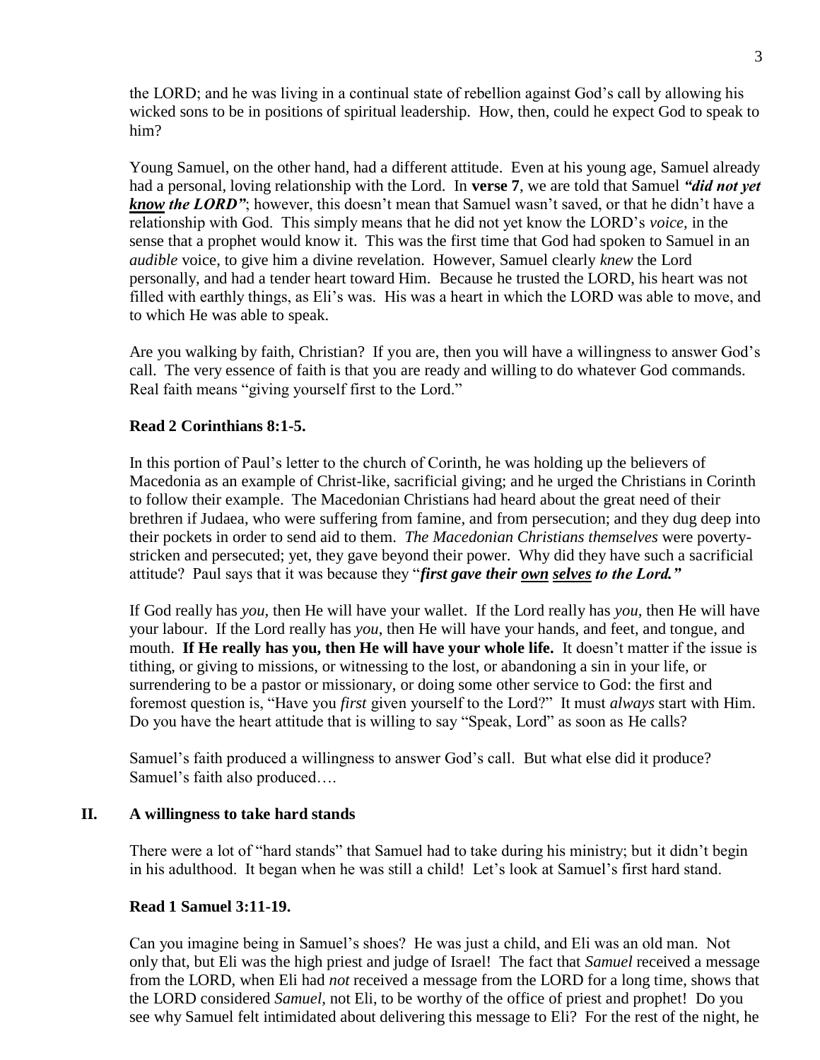the LORD; and he was living in a continual state of rebellion against God's call by allowing his wicked sons to be in positions of spiritual leadership. How, then, could he expect God to speak to him?

Young Samuel, on the other hand, had a different attitude. Even at his young age, Samuel already had a personal, loving relationship with the Lord. In **verse 7**, we are told that Samuel ***"did not yet <u>know</u> the LORD"***; however, this doesn't mean that Samuel wasn't saved, or that he didn't have a relationship with God. This simply means that he did not yet know the LORD's *voice,* in the sense that a prophet would know it. This was the first time that God had spoken to Samuel in an *audible* voice, to give him a divine revelation. However, Samuel clearly *knew* the Lord personally, and had a tender heart toward Him. Because he trusted the LORD, his heart was not filled with earthly things, as Eli's was. His was a heart in which the LORD was able to move, and to which He was able to speak.

Are you walking by faith, Christian? If you are, then you will have a willingness to answer God's call. The very essence of faith is that you are ready and willing to do whatever God commands. Real faith means "giving yourself first to the Lord."

**Read 2 Corinthians 8:1-5.**

In this portion of Paul's letter to the church of Corinth, he was holding up the believers of Macedonia as an example of Christ-like, sacrificial giving; and he urged the Christians in Corinth to follow their example. The Macedonian Christians had heard about the great need of their brethren if Judaea, who were suffering from famine, and from persecution; and they dug deep into their pockets in order to send aid to them. *The Macedonian Christians themselves* were poverty-stricken and persecuted; yet, they gave beyond their power. Why did they have such a sacrificial attitude? Paul says that it was because they "***first gave their <u>own</u> <u>selves</u> to the Lord."***

If God really has *you,* then He will have your wallet. If the Lord really has *you,* then He will have your labour. If the Lord really has *you*, then He will have your hands, and feet, and tongue, and mouth. **If He really has you, then He will have your whole life.** It doesn't matter if the issue is tithing, or giving to missions, or witnessing to the lost, or abandoning a sin in your life, or surrendering to be a pastor or missionary, or doing some other service to God: the first and foremost question is, "Have you *first* given yourself to the Lord?" It must *always* start with Him. Do you have the heart attitude that is willing to say "Speak, Lord" as soon as He calls?

Samuel's faith produced a willingness to answer God's call. But what else did it produce? Samuel's faith also produced….

## II. A willingness to take hard stands

There were a lot of "hard stands" that Samuel had to take during his ministry; but it didn't begin in his adulthood. It began when he was still a child! Let's look at Samuel's first hard stand.

**Read 1 Samuel 3:11-19.**

Can you imagine being in Samuel's shoes? He was just a child, and Eli was an old man. Not only that, but Eli was the high priest and judge of Israel! The fact that *Samuel* received a message from the LORD, when Eli had *not* received a message from the LORD for a long time, shows that the LORD considered *Samuel,* not Eli, to be worthy of the office of priest and prophet! Do you see why Samuel felt intimidated about delivering this message to Eli? For the rest of the night, he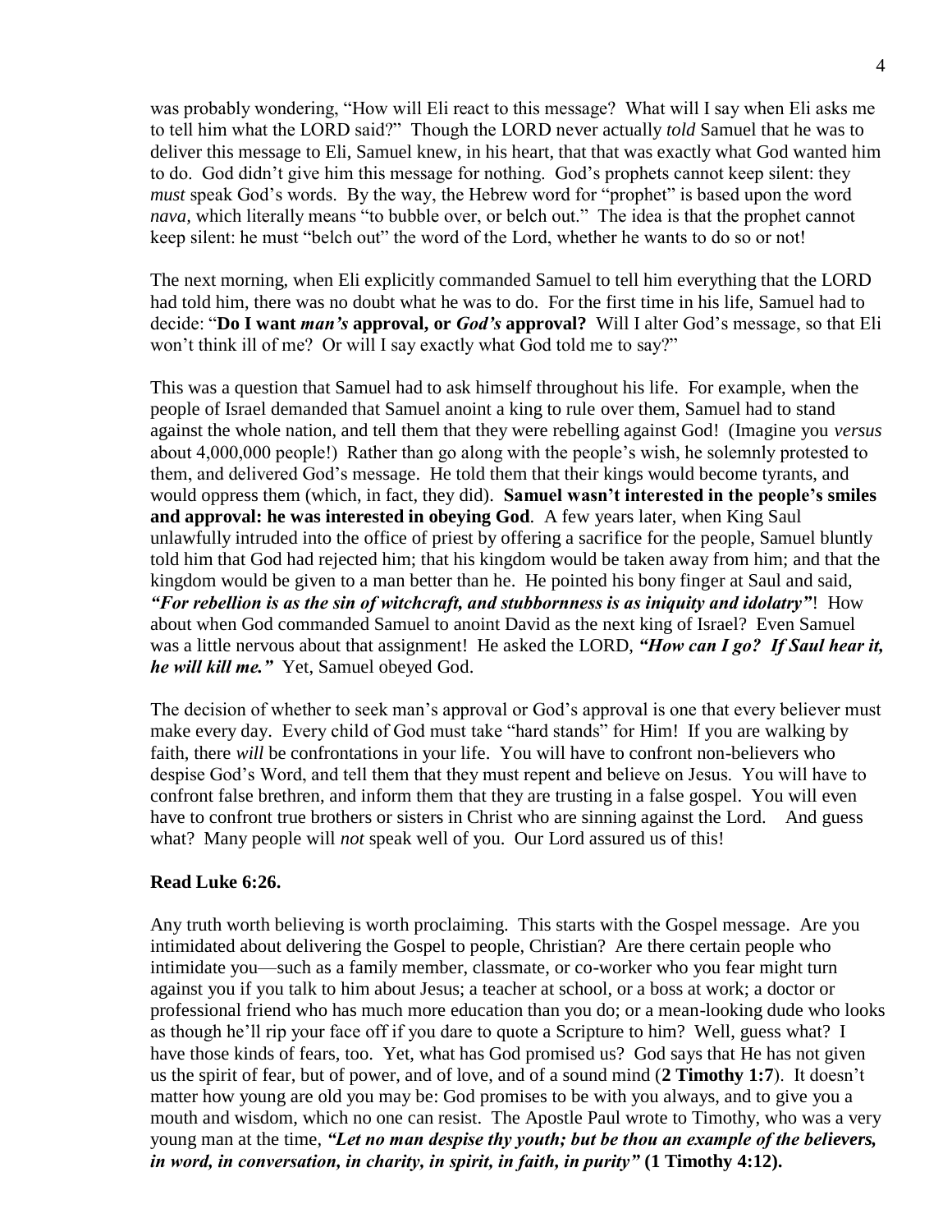was probably wondering, "How will Eli react to this message? What will I say when Eli asks me to tell him what the LORD said?" Though the LORD never actually *told* Samuel that he was to deliver this message to Eli, Samuel knew, in his heart, that that was exactly what God wanted him to do. God didn't give him this message for nothing. God's prophets cannot keep silent: they *must* speak God's words. By the way, the Hebrew word for "prophet" is based upon the word *nava,* which literally means "to bubble over, or belch out." The idea is that the prophet cannot keep silent: he must "belch out" the word of the Lord, whether he wants to do so or not!

The next morning, when Eli explicitly commanded Samuel to tell him everything that the LORD had told him, there was no doubt what he was to do. For the first time in his life, Samuel had to decide: "**Do I want *man's* approval, or *God's* approval?** Will I alter God's message, so that Eli won't think ill of me? Or will I say exactly what God told me to say?"

This was a question that Samuel had to ask himself throughout his life. For example, when the people of Israel demanded that Samuel anoint a king to rule over them, Samuel had to stand against the whole nation, and tell them that they were rebelling against God! (Imagine you *versus* about 4,000,000 people!) Rather than go along with the people's wish, he solemnly protested to them, and delivered God's message. He told them that their kings would become tyrants, and would oppress them (which, in fact, they did). **Samuel wasn't interested in the people's smiles and approval: he was interested in obeying God**. A few years later, when King Saul unlawfully intruded into the office of priest by offering a sacrifice for the people, Samuel bluntly told him that God had rejected him; that his kingdom would be taken away from him; and that the kingdom would be given to a man better than he. He pointed his bony finger at Saul and said, ***"For rebellion is as the sin of witchcraft, and stubbornness is as iniquity and idolatry"***! How about when God commanded Samuel to anoint David as the next king of Israel? Even Samuel was a little nervous about that assignment! He asked the LORD, ***"How can I go? If Saul hear it, he will kill me."*** Yet, Samuel obeyed God.

The decision of whether to seek man's approval or God's approval is one that every believer must make every day. Every child of God must take "hard stands" for Him! If you are walking by faith, there *will* be confrontations in your life. You will have to confront non-believers who despise God's Word, and tell them that they must repent and believe on Jesus. You will have to confront false brethren, and inform them that they are trusting in a false gospel. You will even have to confront true brothers or sisters in Christ who are sinning against the Lord. And guess what? Many people will *not* speak well of you. Our Lord assured us of this!

**Read Luke 6:26.**

Any truth worth believing is worth proclaiming. This starts with the Gospel message. Are you intimidated about delivering the Gospel to people, Christian? Are there certain people who intimidate you—such as a family member, classmate, or co-worker who you fear might turn against you if you talk to him about Jesus; a teacher at school, or a boss at work; a doctor or professional friend who has much more education than you do; or a mean-looking dude who looks as though he'll rip your face off if you dare to quote a Scripture to him? Well, guess what? I have those kinds of fears, too. Yet, what has God promised us? God says that He has not given us the spirit of fear, but of power, and of love, and of a sound mind (**2 Timothy 1:7**). It doesn't matter how young are old you may be: God promises to be with you always, and to give you a mouth and wisdom, which no one can resist. The Apostle Paul wrote to Timothy, who was a very young man at the time, ***"Let no man despise thy youth; but be thou an example of the believers, in word, in conversation, in charity, in spirit, in faith, in purity"* (1 Timothy 4:12).**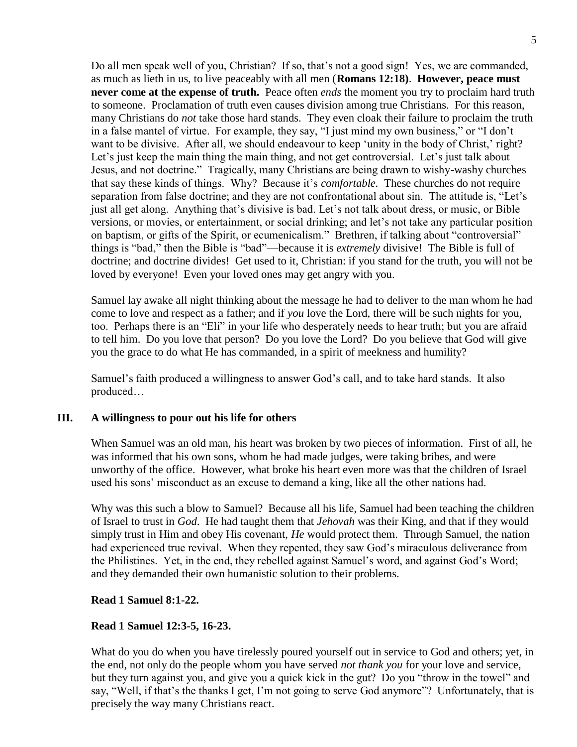Do all men speak well of you, Christian? If so, that's not a good sign! Yes, we are commanded, as much as lieth in us, to live peaceably with all men (**Romans 12:18**). **However, peace must never come at the expense of truth.** Peace often *ends* the moment you try to proclaim hard truth to someone. Proclamation of truth even causes division among true Christians. For this reason, many Christians do *not* take those hard stands. They even cloak their failure to proclaim the truth in a false mantel of virtue. For example, they say, "I just mind my own business," or "I don't want to be divisive. After all, we should endeavour to keep 'unity in the body of Christ,' right? Let's just keep the main thing the main thing, and not get controversial. Let's just talk about Jesus, and not doctrine." Tragically, many Christians are being drawn to wishy-washy churches that say these kinds of things. Why? Because it's *comfortable.* These churches do not require separation from false doctrine; and they are not confrontational about sin. The attitude is, "Let's just all get along. Anything that's divisive is bad. Let's not talk about dress, or music, or Bible versions, or movies, or entertainment, or social drinking; and let's not take any particular position on baptism, or gifts of the Spirit, or ecumenicalism." Brethren, if talking about "controversial" things is "bad," then the Bible is "bad"—because it is *extremely* divisive! The Bible is full of doctrine; and doctrine divides! Get used to it, Christian: if you stand for the truth, you will not be loved by everyone! Even your loved ones may get angry with you.

Samuel lay awake all night thinking about the message he had to deliver to the man whom he had come to love and respect as a father; and if *you* love the Lord, there will be such nights for you, too. Perhaps there is an "Eli" in your life who desperately needs to hear truth; but you are afraid to tell him. Do you love that person? Do you love the Lord? Do you believe that God will give you the grace to do what He has commanded, in a spirit of meekness and humility?

Samuel's faith produced a willingness to answer God's call, and to take hard stands. It also produced…

## III. A willingness to pour out his life for others

When Samuel was an old man, his heart was broken by two pieces of information. First of all, he was informed that his own sons, whom he had made judges, were taking bribes, and were unworthy of the office. However, what broke his heart even more was that the children of Israel used his sons' misconduct as an excuse to demand a king, like all the other nations had.

Why was this such a blow to Samuel? Because all his life, Samuel had been teaching the children of Israel to trust in *God*. He had taught them that *Jehovah* was their King, and that if they would simply trust in Him and obey His covenant, *He* would protect them. Through Samuel, the nation had experienced true revival. When they repented, they saw God's miraculous deliverance from the Philistines. Yet, in the end, they rebelled against Samuel's word, and against God's Word; and they demanded their own humanistic solution to their problems.

**Read 1 Samuel 8:1-22.**

**Read 1 Samuel 12:3-5, 16-23.**

What do you do when you have tirelessly poured yourself out in service to God and others; yet, in the end, not only do the people whom you have served *not thank you* for your love and service, but they turn against you, and give you a quick kick in the gut? Do you "throw in the towel" and say, "Well, if that's the thanks I get, I'm not going to serve God anymore"? Unfortunately, that is precisely the way many Christians react.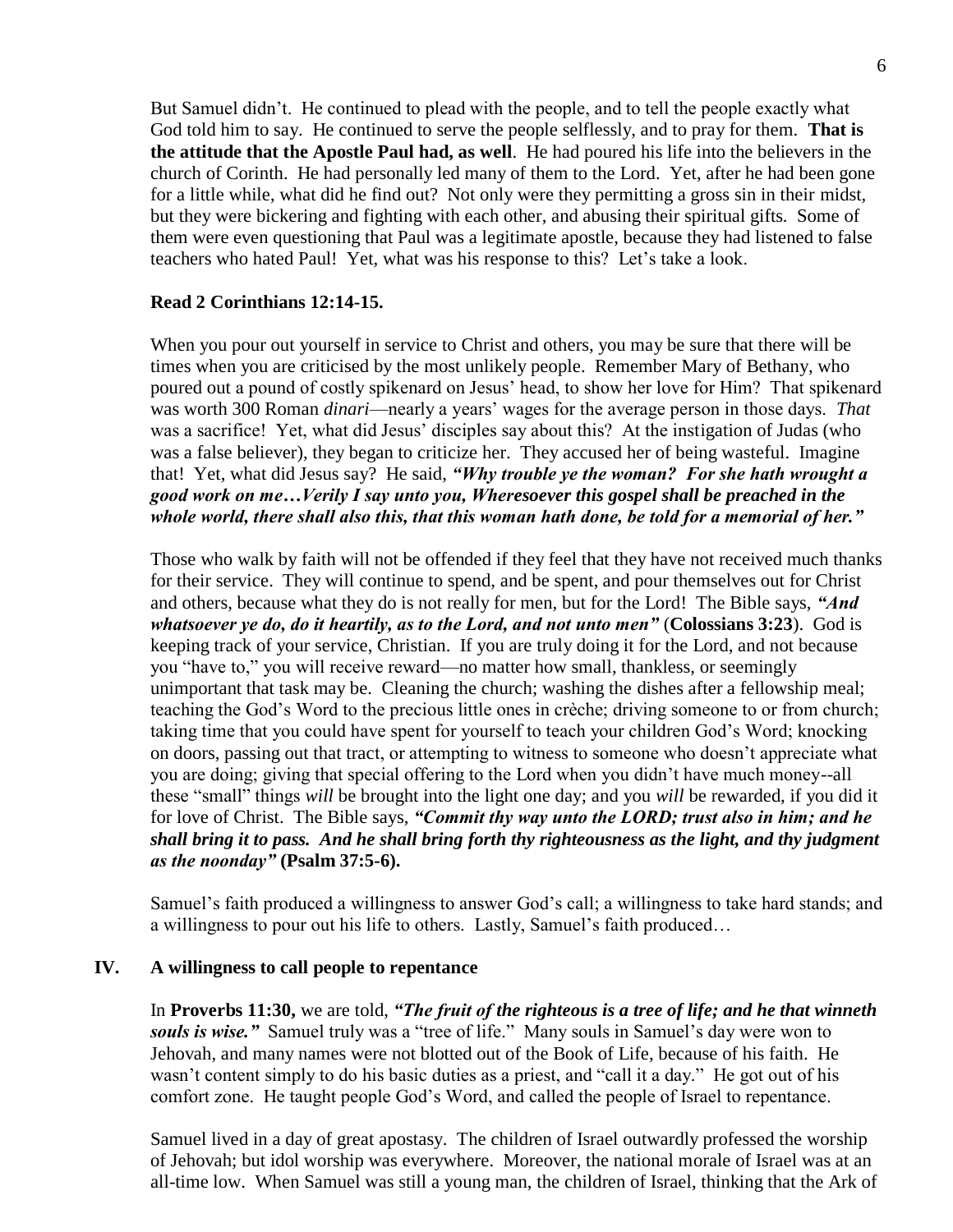But Samuel didn't. He continued to plead with the people, and to tell the people exactly what God told him to say. He continued to serve the people selflessly, and to pray for them. **That is the attitude that the Apostle Paul had, as well**. He had poured his life into the believers in the church of Corinth. He had personally led many of them to the Lord. Yet, after he had been gone for a little while, what did he find out? Not only were they permitting a gross sin in their midst, but they were bickering and fighting with each other, and abusing their spiritual gifts. Some of them were even questioning that Paul was a legitimate apostle, because they had listened to false teachers who hated Paul! Yet, what was his response to this? Let's take a look.

**Read 2 Corinthians 12:14-15.**

When you pour out yourself in service to Christ and others, you may be sure that there will be times when you are criticised by the most unlikely people. Remember Mary of Bethany, who poured out a pound of costly spikenard on Jesus' head, to show her love for Him? That spikenard was worth 300 Roman *dinari*—nearly a years' wages for the average person in those days. *That* was a sacrifice! Yet, what did Jesus' disciples say about this? At the instigation of Judas (who was a false believer), they began to criticize her. They accused her of being wasteful. Imagine that! Yet, what did Jesus say? He said, ***"Why trouble ye the woman? For she hath wrought a good work on me…Verily I say unto you, Wheresoever this gospel shall be preached in the whole world, there shall also this, that this woman hath done, be told for a memorial of her."***

Those who walk by faith will not be offended if they feel that they have not received much thanks for their service. They will continue to spend, and be spent, and pour themselves out for Christ and others, because what they do is not really for men, but for the Lord! The Bible says, ***"And whatsoever ye do, do it heartily, as to the Lord, and not unto men"*** (**Colossians 3:23**). God is keeping track of your service, Christian. If you are truly doing it for the Lord, and not because you "have to," you will receive reward—no matter how small, thankless, or seemingly unimportant that task may be. Cleaning the church; washing the dishes after a fellowship meal; teaching the God's Word to the precious little ones in crèche; driving someone to or from church; taking time that you could have spent for yourself to teach your children God's Word; knocking on doors, passing out that tract, or attempting to witness to someone who doesn't appreciate what you are doing; giving that special offering to the Lord when you didn't have much money--all these "small" things *will* be brought into the light one day; and you *will* be rewarded, if you did it for love of Christ. The Bible says, ***"Commit thy way unto the LORD; trust also in him; and he shall bring it to pass. And he shall bring forth thy righteousness as the light, and thy judgment as the noonday"*** **(Psalm 37:5-6).**

Samuel's faith produced a willingness to answer God's call; a willingness to take hard stands; and a willingness to pour out his life to others. Lastly, Samuel's faith produced…

## IV. A willingness to call people to repentance

In **Proverbs 11:30,** we are told, ***"The fruit of the righteous is a tree of life; and he that winneth souls is wise."*** Samuel truly was a "tree of life." Many souls in Samuel's day were won to Jehovah, and many names were not blotted out of the Book of Life, because of his faith. He wasn't content simply to do his basic duties as a priest, and "call it a day." He got out of his comfort zone. He taught people God's Word, and called the people of Israel to repentance.

Samuel lived in a day of great apostasy. The children of Israel outwardly professed the worship of Jehovah; but idol worship was everywhere. Moreover, the national morale of Israel was at an all-time low. When Samuel was still a young man, the children of Israel, thinking that the Ark of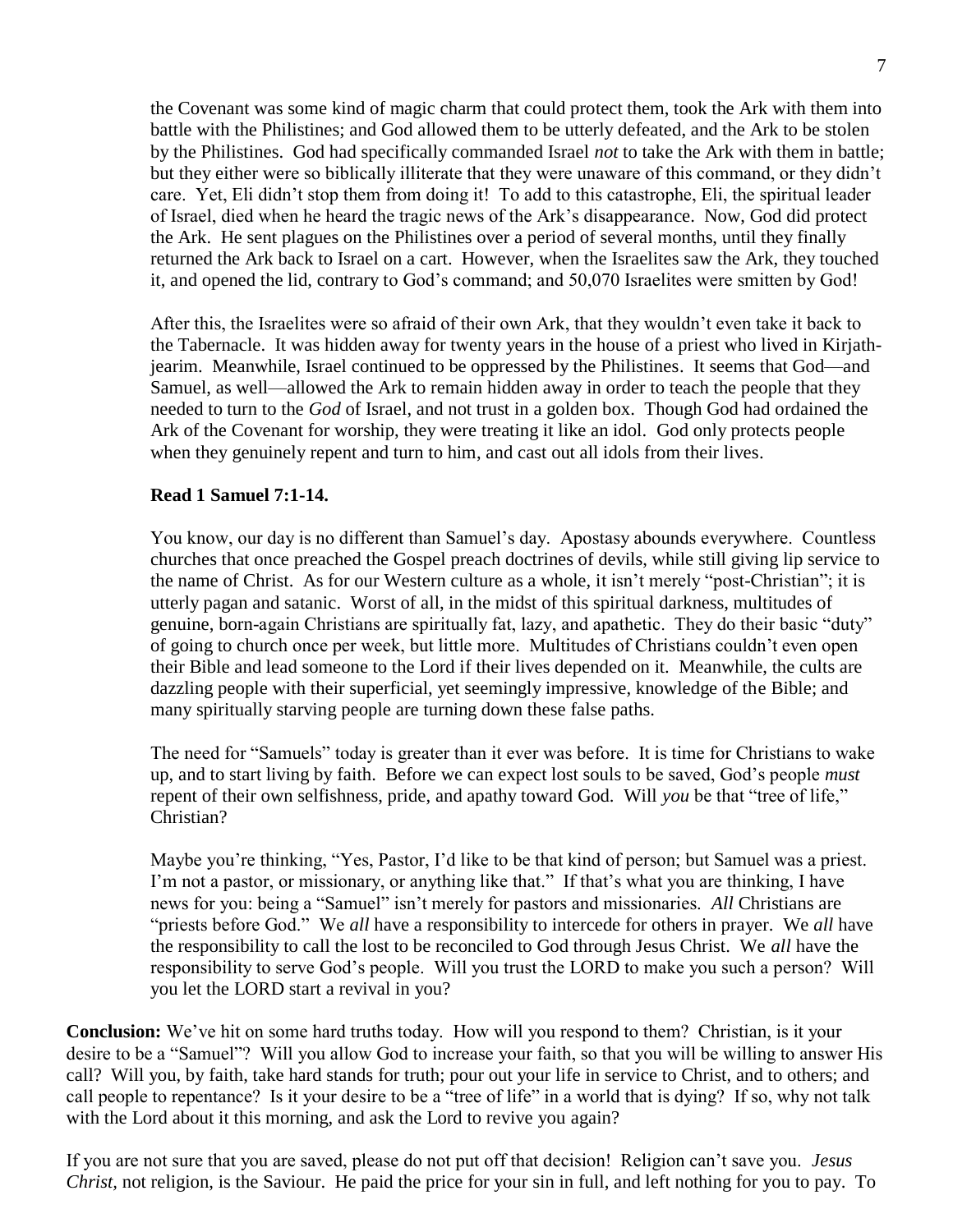the Covenant was some kind of magic charm that could protect them, took the Ark with them into battle with the Philistines; and God allowed them to be utterly defeated, and the Ark to be stolen by the Philistines. God had specifically commanded Israel *not* to take the Ark with them in battle; but they either were so biblically illiterate that they were unaware of this command, or they didn't care. Yet, Eli didn't stop them from doing it! To add to this catastrophe, Eli, the spiritual leader of Israel, died when he heard the tragic news of the Ark's disappearance. Now, God did protect the Ark. He sent plagues on the Philistines over a period of several months, until they finally returned the Ark back to Israel on a cart. However, when the Israelites saw the Ark, they touched it, and opened the lid, contrary to God's command; and 50,070 Israelites were smitten by God!

After this, the Israelites were so afraid of their own Ark, that they wouldn't even take it back to the Tabernacle. It was hidden away for twenty years in the house of a priest who lived in Kirjath-jearim. Meanwhile, Israel continued to be oppressed by the Philistines. It seems that God—and Samuel, as well—allowed the Ark to remain hidden away in order to teach the people that they needed to turn to the *God* of Israel, and not trust in a golden box. Though God had ordained the Ark of the Covenant for worship, they were treating it like an idol. God only protects people when they genuinely repent and turn to him, and cast out all idols from their lives.

**Read 1 Samuel 7:1-14.**

You know, our day is no different than Samuel's day. Apostasy abounds everywhere. Countless churches that once preached the Gospel preach doctrines of devils, while still giving lip service to the name of Christ. As for our Western culture as a whole, it isn't merely "post-Christian"; it is utterly pagan and satanic. Worst of all, in the midst of this spiritual darkness, multitudes of genuine, born-again Christians are spiritually fat, lazy, and apathetic. They do their basic "duty" of going to church once per week, but little more. Multitudes of Christians couldn't even open their Bible and lead someone to the Lord if their lives depended on it. Meanwhile, the cults are dazzling people with their superficial, yet seemingly impressive, knowledge of the Bible; and many spiritually starving people are turning down these false paths.

The need for "Samuels" today is greater than it ever was before. It is time for Christians to wake up, and to start living by faith. Before we can expect lost souls to be saved, God's people *must* repent of their own selfishness, pride, and apathy toward God. Will *you* be that "tree of life," Christian?

Maybe you're thinking, "Yes, Pastor, I'd like to be that kind of person; but Samuel was a priest. I'm not a pastor, or missionary, or anything like that." If that's what you are thinking, I have news for you: being a "Samuel" isn't merely for pastors and missionaries. *All* Christians are "priests before God." We *all* have a responsibility to intercede for others in prayer. We *all* have the responsibility to call the lost to be reconciled to God through Jesus Christ. We *all* have the responsibility to serve God's people. Will you trust the LORD to make you such a person? Will you let the LORD start a revival in you?

**Conclusion:** We've hit on some hard truths today. How will you respond to them? Christian, is it your desire to be a "Samuel"? Will you allow God to increase your faith, so that you will be willing to answer His call? Will you, by faith, take hard stands for truth; pour out your life in service to Christ, and to others; and call people to repentance? Is it your desire to be a "tree of life" in a world that is dying? If so, why not talk with the Lord about it this morning, and ask the Lord to revive you again?

If you are not sure that you are saved, please do not put off that decision! Religion can't save you. *Jesus Christ*, not religion, is the Saviour. He paid the price for your sin in full, and left nothing for you to pay. To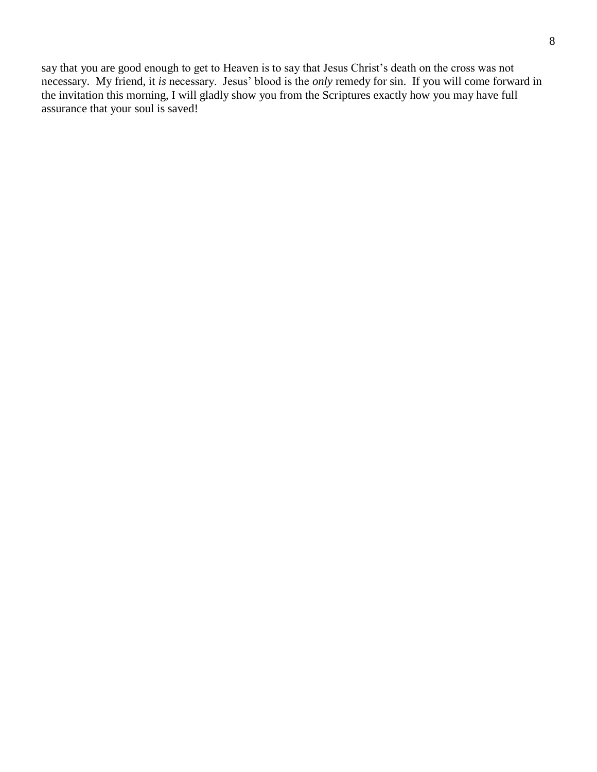say that you are good enough to get to Heaven is to say that Jesus Christ's death on the cross was not necessary. My friend, it *is* necessary. Jesus' blood is the *only* remedy for sin. If you will come forward in the invitation this morning, I will gladly show you from the Scriptures exactly how you may have full assurance that your soul is saved!